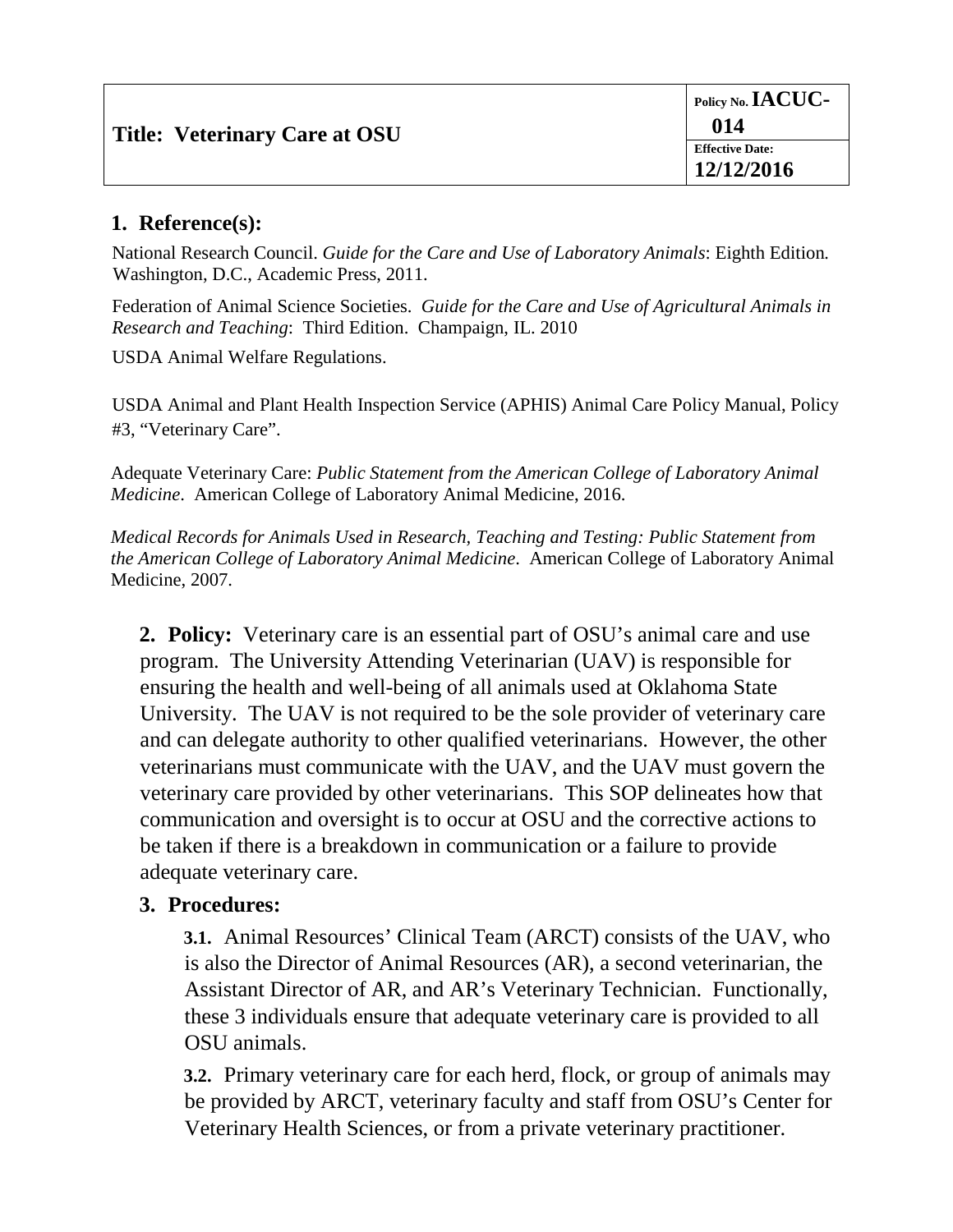| **Title: Veterinary Care at OSU** | Policy No. **IACUC-014** |
| --- | --- |
| | Effective Date: **12/12/2016** |

## 1. Reference(s):

National Research Council. *Guide for the Care and Use of Laboratory Animals*: Eighth Edition. Washington, D.C., Academic Press, 2011.

Federation of Animal Science Societies. *Guide for the Care and Use of Agricultural Animals in Research and Teaching*: Third Edition. Champaign, IL. 2010

USDA Animal Welfare Regulations.

USDA Animal and Plant Health Inspection Service (APHIS) Animal Care Policy Manual, Policy #3, "Veterinary Care".

Adequate Veterinary Care: *Public Statement from the American College of Laboratory Animal Medicine*. American College of Laboratory Animal Medicine, 2016.

*Medical Records for Animals Used in Research, Teaching and Testing: Public Statement from the American College of Laboratory Animal Medicine*. American College of Laboratory Animal Medicine, 2007.

**2. Policy:** Veterinary care is an essential part of OSU's animal care and use program. The University Attending Veterinarian (UAV) is responsible for ensuring the health and well-being of all animals used at Oklahoma State University. The UAV is not required to be the sole provider of veterinary care and can delegate authority to other qualified veterinarians. However, the other veterinarians must communicate with the UAV, and the UAV must govern the veterinary care provided by other veterinarians. This SOP delineates how that communication and oversight is to occur at OSU and the corrective actions to be taken if there is a breakdown in communication or a failure to provide adequate veterinary care.

## 3. Procedures:

**3.1.** Animal Resources' Clinical Team (ARCT) consists of the UAV, who is also the Director of Animal Resources (AR), a second veterinarian, the Assistant Director of AR, and AR's Veterinary Technician. Functionally, these 3 individuals ensure that adequate veterinary care is provided to all OSU animals.

**3.2.** Primary veterinary care for each herd, flock, or group of animals may be provided by ARCT, veterinary faculty and staff from OSU's Center for Veterinary Health Sciences, or from a private veterinary practitioner.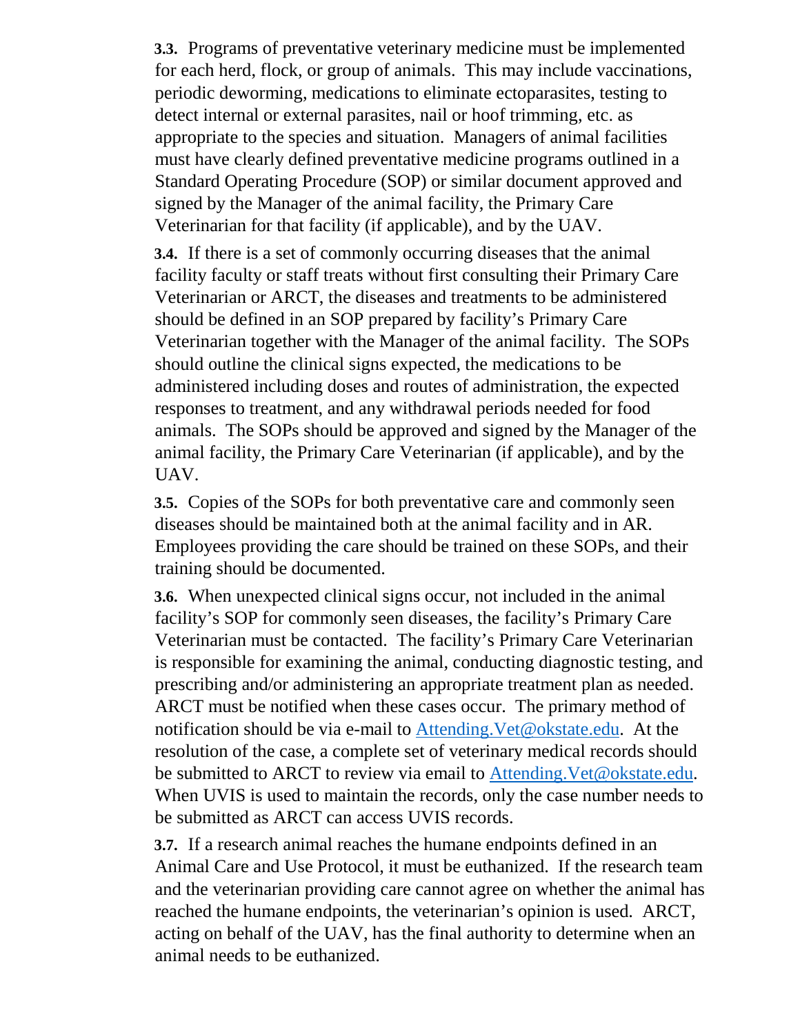**3.3.** Programs of preventative veterinary medicine must be implemented for each herd, flock, or group of animals. This may include vaccinations, periodic deworming, medications to eliminate ectoparasites, testing to detect internal or external parasites, nail or hoof trimming, etc. as appropriate to the species and situation. Managers of animal facilities must have clearly defined preventative medicine programs outlined in a Standard Operating Procedure (SOP) or similar document approved and signed by the Manager of the animal facility, the Primary Care Veterinarian for that facility (if applicable), and by the UAV.

**3.4.** If there is a set of commonly occurring diseases that the animal facility faculty or staff treats without first consulting their Primary Care Veterinarian or ARCT, the diseases and treatments to be administered should be defined in an SOP prepared by facility's Primary Care Veterinarian together with the Manager of the animal facility. The SOPs should outline the clinical signs expected, the medications to be administered including doses and routes of administration, the expected responses to treatment, and any withdrawal periods needed for food animals. The SOPs should be approved and signed by the Manager of the animal facility, the Primary Care Veterinarian (if applicable), and by the UAV.

**3.5.** Copies of the SOPs for both preventative care and commonly seen diseases should be maintained both at the animal facility and in AR. Employees providing the care should be trained on these SOPs, and their training should be documented.

**3.6.** When unexpected clinical signs occur, not included in the animal facility's SOP for commonly seen diseases, the facility's Primary Care Veterinarian must be contacted. The facility's Primary Care Veterinarian is responsible for examining the animal, conducting diagnostic testing, and prescribing and/or administering an appropriate treatment plan as needed. ARCT must be notified when these cases occur. The primary method of notification should be via e-mail to [Attending.Vet@okstate.edu](mailto:Attending.Vet@okstate.edu). At the resolution of the case, a complete set of veterinary medical records should be submitted to ARCT to review via email to [Attending.Vet@okstate.edu](mailto:Attending.Vet@okstate.edu). When UVIS is used to maintain the records, only the case number needs to be submitted as ARCT can access UVIS records.

**3.7.** If a research animal reaches the humane endpoints defined in an Animal Care and Use Protocol, it must be euthanized. If the research team and the veterinarian providing care cannot agree on whether the animal has reached the humane endpoints, the veterinarian's opinion is used. ARCT, acting on behalf of the UAV, has the final authority to determine when an animal needs to be euthanized.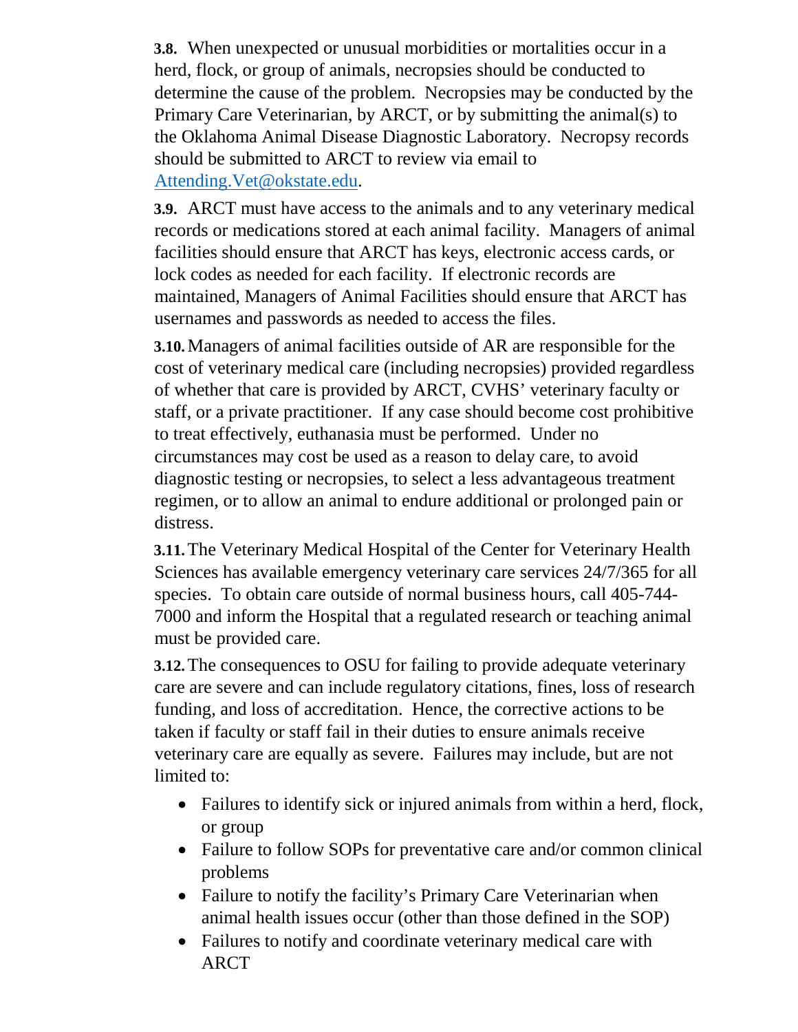**3.8.** When unexpected or unusual morbidities or mortalities occur in a herd, flock, or group of animals, necropsies should be conducted to determine the cause of the problem. Necropsies may be conducted by the Primary Care Veterinarian, by ARCT, or by submitting the animal(s) to the Oklahoma Animal Disease Diagnostic Laboratory. Necropsy records should be submitted to ARCT to review via email to Attending.Vet@okstate.edu.

**3.9.** ARCT must have access to the animals and to any veterinary medical records or medications stored at each animal facility. Managers of animal facilities should ensure that ARCT has keys, electronic access cards, or lock codes as needed for each facility. If electronic records are maintained, Managers of Animal Facilities should ensure that ARCT has usernames and passwords as needed to access the files.

**3.10.** Managers of animal facilities outside of AR are responsible for the cost of veterinary medical care (including necropsies) provided regardless of whether that care is provided by ARCT, CVHS' veterinary faculty or staff, or a private practitioner. If any case should become cost prohibitive to treat effectively, euthanasia must be performed. Under no circumstances may cost be used as a reason to delay care, to avoid diagnostic testing or necropsies, to select a less advantageous treatment regimen, or to allow an animal to endure additional or prolonged pain or distress.

**3.11.** The Veterinary Medical Hospital of the Center for Veterinary Health Sciences has available emergency veterinary care services 24/7/365 for all species. To obtain care outside of normal business hours, call 405-744-7000 and inform the Hospital that a regulated research or teaching animal must be provided care.

**3.12.** The consequences to OSU for failing to provide adequate veterinary care are severe and can include regulatory citations, fines, loss of research funding, and loss of accreditation. Hence, the corrective actions to be taken if faculty or staff fail in their duties to ensure animals receive veterinary care are equally as severe. Failures may include, but are not limited to:

- Failures to identify sick or injured animals from within a herd, flock, or group
- Failure to follow SOPs for preventative care and/or common clinical problems
- Failure to notify the facility's Primary Care Veterinarian when animal health issues occur (other than those defined in the SOP)
- Failures to notify and coordinate veterinary medical care with ARCT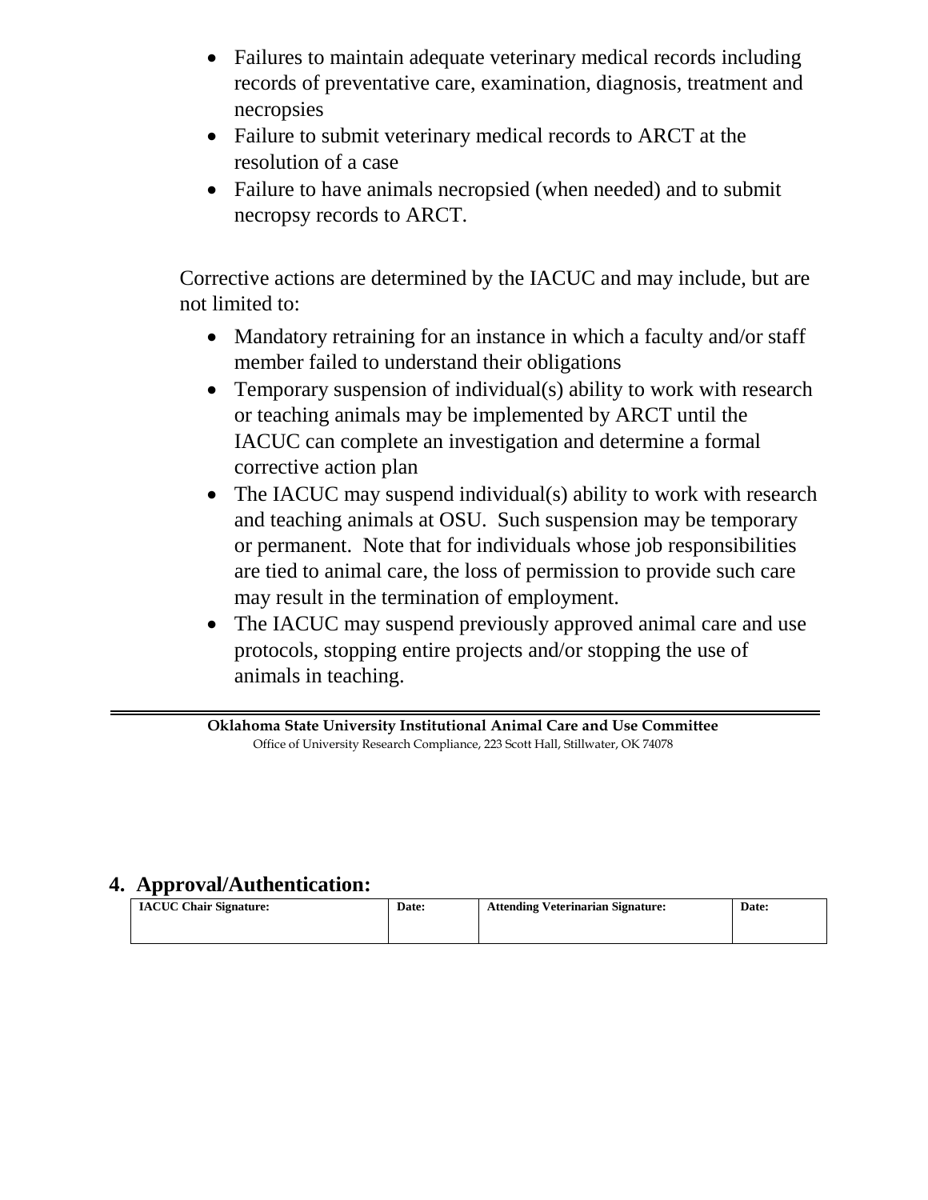- Failures to maintain adequate veterinary medical records including records of preventative care, examination, diagnosis, treatment and necropsies
- Failure to submit veterinary medical records to ARCT at the resolution of a case
- Failure to have animals necropsied (when needed) and to submit necropsy records to ARCT.

Corrective actions are determined by the IACUC and may include, but are not limited to:

- Mandatory retraining for an instance in which a faculty and/or staff member failed to understand their obligations
- Temporary suspension of individual(s) ability to work with research or teaching animals may be implemented by ARCT until the IACUC can complete an investigation and determine a formal corrective action plan
- The IACUC may suspend individual(s) ability to work with research and teaching animals at OSU. Such suspension may be temporary or permanent. Note that for individuals whose job responsibilities are tied to animal care, the loss of permission to provide such care may result in the termination of employment.
- The IACUC may suspend previously approved animal care and use protocols, stopping entire projects and/or stopping the use of animals in teaching.

## 4. Approval/Authentication:

| IACUC Chair Signature: | Date: | Attending Veterinarian Signature: | Date: |
|---|---|---|---|
| | | | |